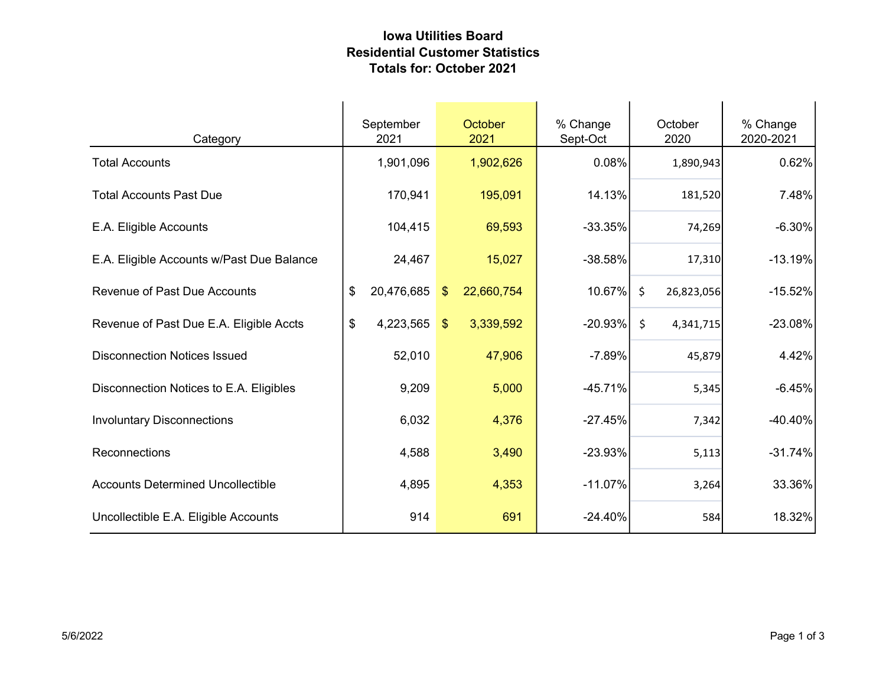# Iowa Utilities Board
## Residential Customer Statistics
## Totals for: October 2021

| Category | September 2021 | October 2021 | % Change Sept-Oct | October 2020 | % Change 2020-2021 |
|---|---|---|---|---|---|
| Total Accounts | 1,901,096 | 1,902,626 | 0.08% | 1,890,943 | 0.62% |
| Total Accounts Past Due | 170,941 | 195,091 | 14.13% | 181,520 | 7.48% |
| E.A. Eligible Accounts | 104,415 | 69,593 | -33.35% | 74,269 | -6.30% |
| E.A. Eligible Accounts w/Past Due Balance | 24,467 | 15,027 | -38.58% | 17,310 | -13.19% |
| Revenue of Past Due Accounts | $ 20,476,685 | $ 22,660,754 | 10.67% | $ 26,823,056 | -15.52% |
| Revenue of Past Due E.A. Eligible Accts | $ 4,223,565 | $ 3,339,592 | -20.93% | $ 4,341,715 | -23.08% |
| Disconnection Notices Issued | 52,010 | 47,906 | -7.89% | 45,879 | 4.42% |
| Disconnection Notices to E.A. Eligibles | 9,209 | 5,000 | -45.71% | 5,345 | -6.45% |
| Involuntary Disconnections | 6,032 | 4,376 | -27.45% | 7,342 | -40.40% |
| Reconnections | 4,588 | 3,490 | -23.93% | 5,113 | -31.74% |
| Accounts Determined Uncollectible | 4,895 | 4,353 | -11.07% | 3,264 | 33.36% |
| Uncollectible E.A. Eligible Accounts | 914 | 691 | -24.40% | 584 | 18.32% |

5/6/2022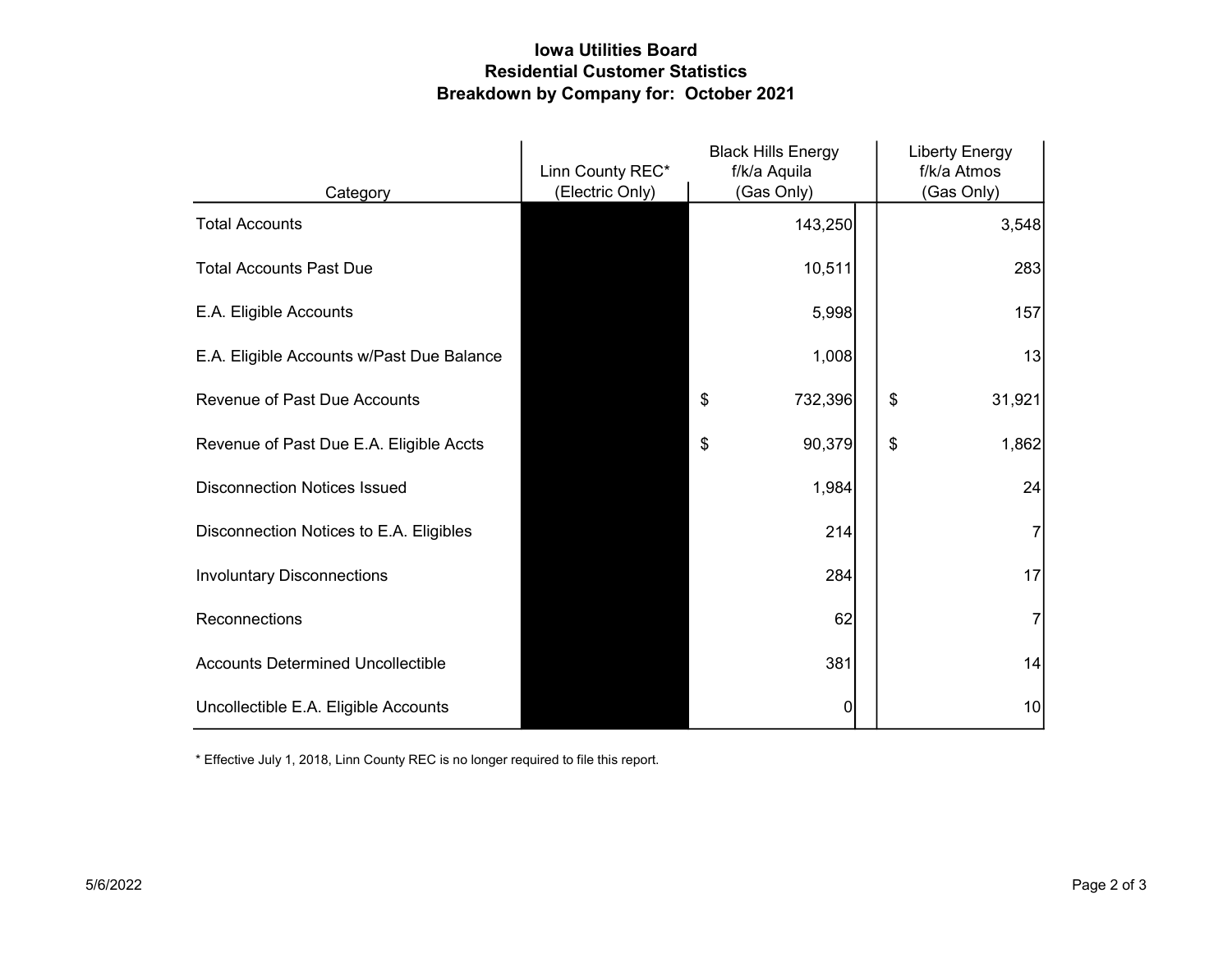**Iowa Utilities Board**
**Residential Customer Statistics**
**Breakdown by Company for: October 2021**

| Category | Linn County REC* (Electric Only) | Black Hills Energy f/k/a Aquila (Gas Only) | Liberty Energy f/k/a Atmos (Gas Only) |
|---|---|---|---|
| Total Accounts | | 143,250 | 3,548 |
| Total Accounts Past Due | | 10,511 | 283 |
| E.A. Eligible Accounts | | 5,998 | 157 |
| E.A. Eligible Accounts w/Past Due Balance | | 1,008 | 13 |
| Revenue of Past Due Accounts | | $ 732,396 | $ 31,921 |
| Revenue of Past Due E.A. Eligible Accts | | $ 90,379 | $ 1,862 |
| Disconnection Notices Issued | | 1,984 | 24 |
| Disconnection Notices to E.A. Eligibles | | 214 | 7 |
| Involuntary Disconnections | | 284 | 17 |
| Reconnections | | 62 | 7 |
| Accounts Determined Uncollectible | | 381 | 14 |
| Uncollectible E.A. Eligible Accounts | | 0 | 10 |

\* Effective July 1, 2018, Linn County REC is no longer required to file this report.

5/6/2022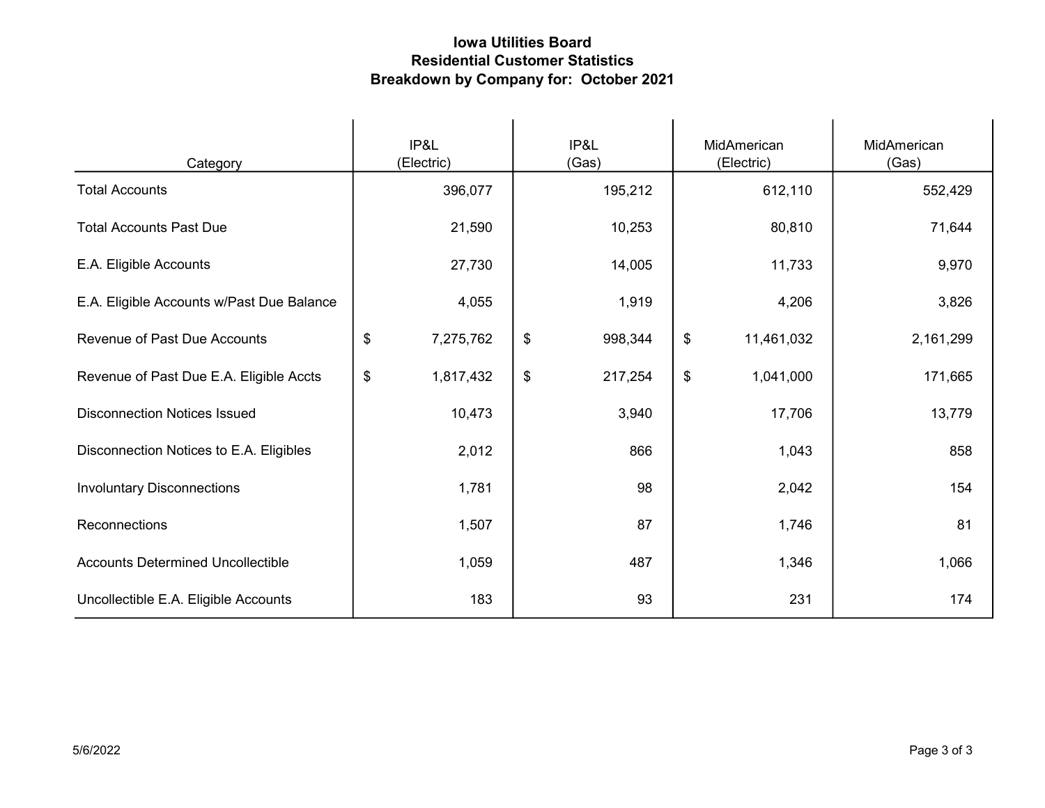# Iowa Utilities Board
## Residential Customer Statistics
## Breakdown by Company for: October 2021

| Category | IP&L (Electric) | IP&L (Gas) | MidAmerican (Electric) | MidAmerican (Gas) |
|---|---|---|---|---|
| Total Accounts | 396,077 | 195,212 | 612,110 | 552,429 |
| Total Accounts Past Due | 21,590 | 10,253 | 80,810 | 71,644 |
| E.A. Eligible Accounts | 27,730 | 14,005 | 11,733 | 9,970 |
| E.A. Eligible Accounts w/Past Due Balance | 4,055 | 1,919 | 4,206 | 3,826 |
| Revenue of Past Due Accounts | $ 7,275,762 | $ 998,344 | $ 11,461,032 | 2,161,299 |
| Revenue of Past Due E.A. Eligible Accts | $ 1,817,432 | $ 217,254 | $ 1,041,000 | 171,665 |
| Disconnection Notices Issued | 10,473 | 3,940 | 17,706 | 13,779 |
| Disconnection Notices to E.A. Eligibles | 2,012 | 866 | 1,043 | 858 |
| Involuntary Disconnections | 1,781 | 98 | 2,042 | 154 |
| Reconnections | 1,507 | 87 | 1,746 | 81 |
| Accounts Determined Uncollectible | 1,059 | 487 | 1,346 | 1,066 |
| Uncollectible E.A. Eligible Accounts | 183 | 93 | 231 | 174 |

5/6/2022